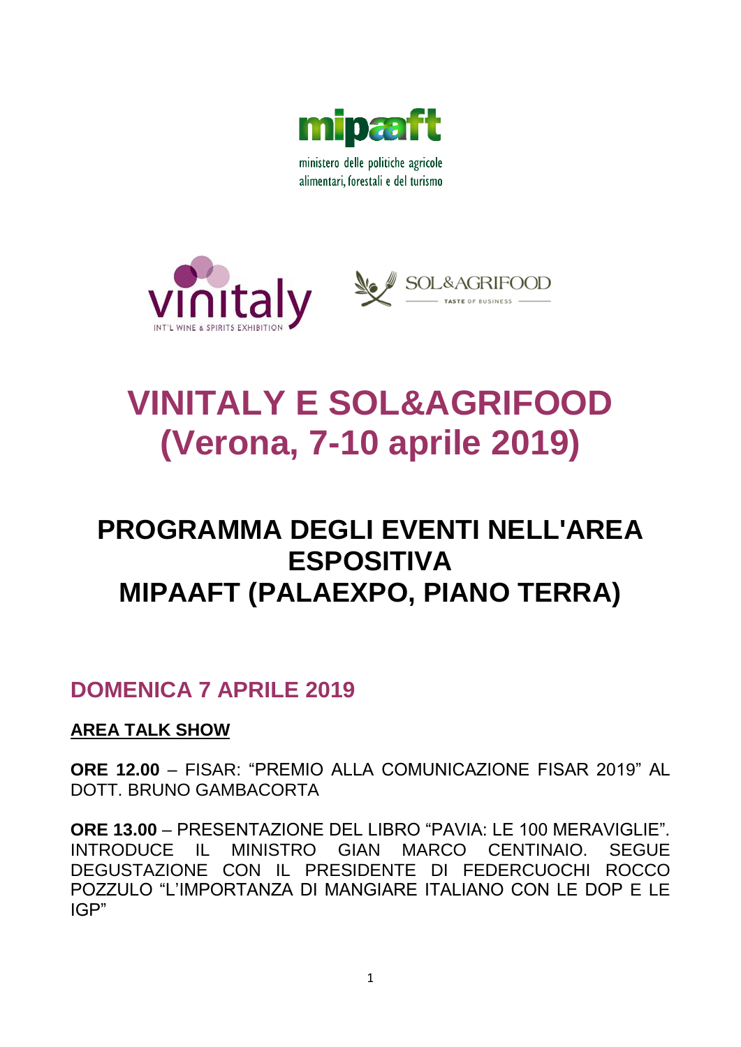mipaaft

ministero delle politiche agricole alimentari, forestali e del turismo

vinitaly INT'L WINE & SPIRITS EXHIBITION

SOL&AGRIFOOD TASTE OF BUSINESS

# VINITALY E SOL&AGRIFOOD (Verona, 7-10 aprile 2019)

# PROGRAMMA DEGLI EVENTI NELL'AREA ESPOSITIVA MIPAAFT (PALAEXPO, PIANO TERRA)

## DOMENICA 7 APRILE 2019

**AREA TALK SHOW**

**ORE 12.00** – FISAR: "PREMIO ALLA COMUNICAZIONE FISAR 2019" AL DOTT. BRUNO GAMBACORTA

**ORE 13.00** – PRESENTAZIONE DEL LIBRO "PAVIA: LE 100 MERAVIGLIE". INTRODUCE IL MINISTRO GIAN MARCO CENTINAIO. SEGUE DEGUSTAZIONE CON IL PRESIDENTE DI FEDERCUOCHI ROCCO POZZULO "L'IMPORTANZA DI MANGIARE ITALIANO CON LE DOP E LE IGP"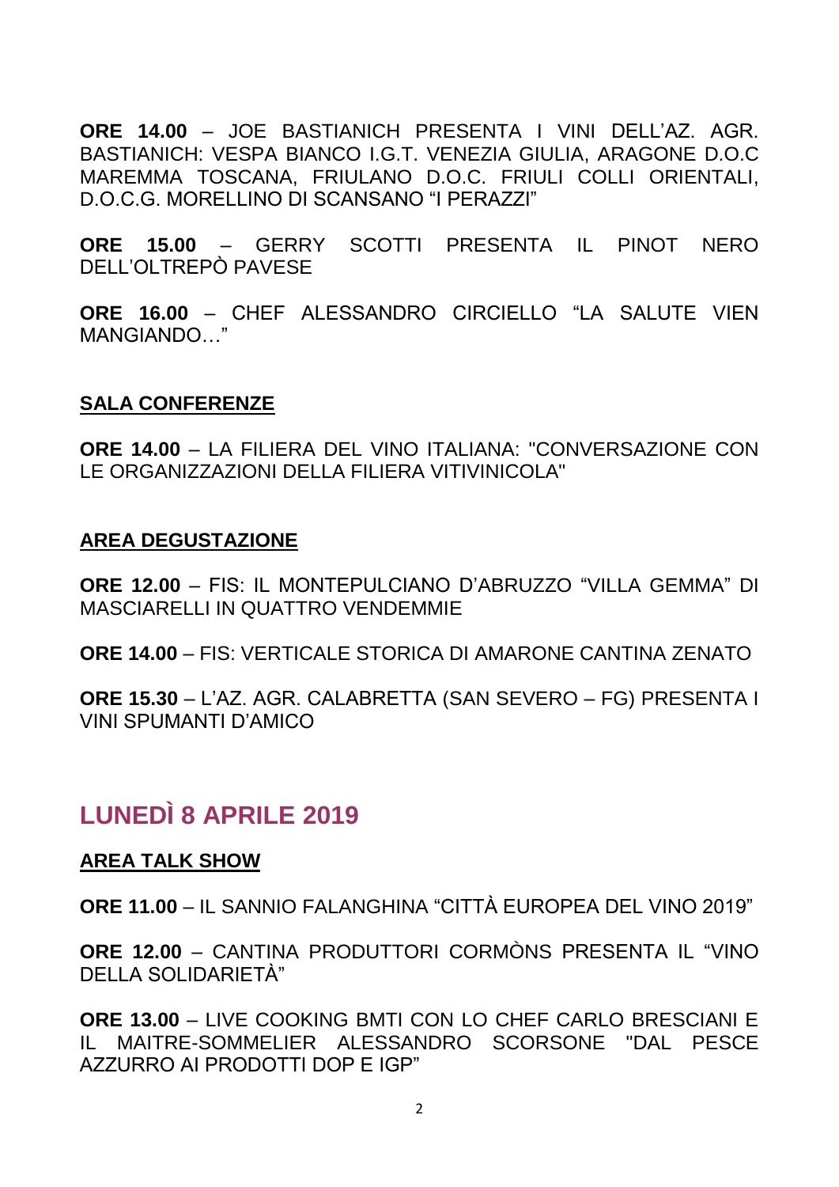**ORE 14.00** – JOE BASTIANICH PRESENTA I VINI DELL'AZ. AGR. BASTIANICH: VESPA BIANCO I.G.T. VENEZIA GIULIA, ARAGONE D.O.C MAREMMA TOSCANA, FRIULANO D.O.C. FRIULI COLLI ORIENTALI, D.O.C.G. MORELLINO DI SCANSANO "I PERAZZI"

**ORE 15.00** – GERRY SCOTTI PRESENTA IL PINOT NERO DELL'OLTREPÒ PAVESE

**ORE 16.00** – CHEF ALESSANDRO CIRCIELLO "LA SALUTE VIEN MANGIANDO…"

### SALA CONFERENZE

**ORE 14.00** – LA FILIERA DEL VINO ITALIANA: "CONVERSAZIONE CON LE ORGANIZZAZIONI DELLA FILIERA VITIVINICOLA"

### AREA DEGUSTAZIONE

**ORE 12.00** – FIS: IL MONTEPULCIANO D'ABRUZZO "VILLA GEMMA" DI MASCIARELLI IN QUATTRO VENDEMMIE

**ORE 14.00** – FIS: VERTICALE STORICA DI AMARONE CANTINA ZENATO

**ORE 15.30** – L'AZ. AGR. CALABRETTA (SAN SEVERO – FG) PRESENTA I VINI SPUMANTI D'AMICO

## LUNEDÌ 8 APRILE 2019

### AREA TALK SHOW

**ORE 11.00** – IL SANNIO FALANGHINA "CITTÀ EUROPEA DEL VINO 2019"

**ORE 12.00** – CANTINA PRODUTTORI CORMÒNS PRESENTA IL "VINO DELLA SOLIDARIETÀ"

**ORE 13.00** – LIVE COOKING BMTI CON LO CHEF CARLO BRESCIANI E IL MAITRE-SOMMELIER ALESSANDRO SCORSONE "DAL PESCE AZZURRO AI PRODOTTI DOP E IGP"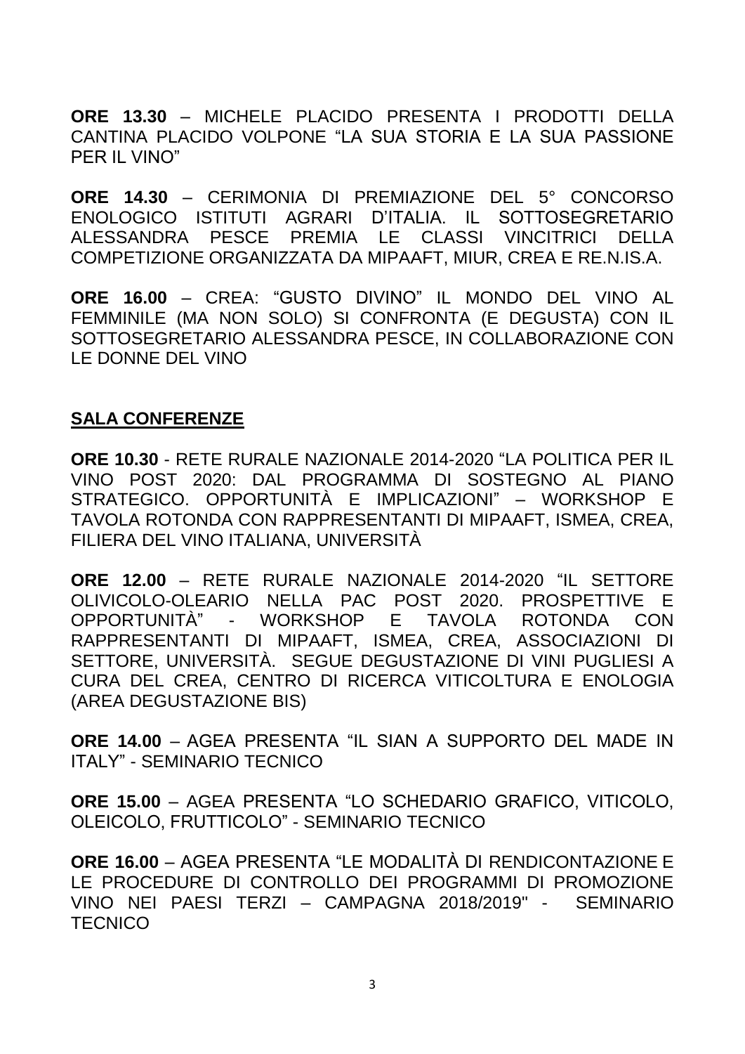**ORE 13.30** – MICHELE PLACIDO PRESENTA I PRODOTTI DELLA CANTINA PLACIDO VOLPONE "LA SUA STORIA E LA SUA PASSIONE PER IL VINO"

**ORE 14.30** – CERIMONIA DI PREMIAZIONE DEL 5° CONCORSO ENOLOGICO ISTITUTI AGRARI D'ITALIA. IL SOTTOSEGRETARIO ALESSANDRA PESCE PREMIA LE CLASSI VINCITRICI DELLA COMPETIZIONE ORGANIZZATA DA MIPAAFT, MIUR, CREA E RE.N.IS.A.

**ORE 16.00** – CREA: "GUSTO DIVINO" IL MONDO DEL VINO AL FEMMINILE (MA NON SOLO) SI CONFRONTA (E DEGUSTA) CON IL SOTTOSEGRETARIO ALESSANDRA PESCE, IN COLLABORAZIONE CON LE DONNE DEL VINO

## SALA CONFERENZE

**ORE 10.30** - RETE RURALE NAZIONALE 2014-2020 "LA POLITICA PER IL VINO POST 2020: DAL PROGRAMMA DI SOSTEGNO AL PIANO STRATEGICO. OPPORTUNITÀ E IMPLICAZIONI" – WORKSHOP E TAVOLA ROTONDA CON RAPPRESENTANTI DI MIPAAFT, ISMEA, CREA, FILIERA DEL VINO ITALIANA, UNIVERSITÀ

**ORE 12.00** – RETE RURALE NAZIONALE 2014-2020 "IL SETTORE OLIVICOLO-OLEARIO NELLA PAC POST 2020. PROSPETTIVE E OPPORTUNITÀ" - WORKSHOP E TAVOLA ROTONDA CON RAPPRESENTANTI DI MIPAAFT, ISMEA, CREA, ASSOCIAZIONI DI SETTORE, UNIVERSITÀ. SEGUE DEGUSTAZIONE DI VINI PUGLIESI A CURA DEL CREA, CENTRO DI RICERCA VITICOLTURA E ENOLOGIA (AREA DEGUSTAZIONE BIS)

**ORE 14.00** – AGEA PRESENTA "IL SIAN A SUPPORTO DEL MADE IN ITALY" - SEMINARIO TECNICO

**ORE 15.00** – AGEA PRESENTA "LO SCHEDARIO GRAFICO, VITICOLO, OLEICOLO, FRUTTICOLO" - SEMINARIO TECNICO

**ORE 16.00** – AGEA PRESENTA "LE MODALITÀ DI RENDICONTAZIONE E LE PROCEDURE DI CONTROLLO DEI PROGRAMMI DI PROMOZIONE VINO NEI PAESI TERZI – CAMPAGNA 2018/2019" - SEMINARIO TECNICO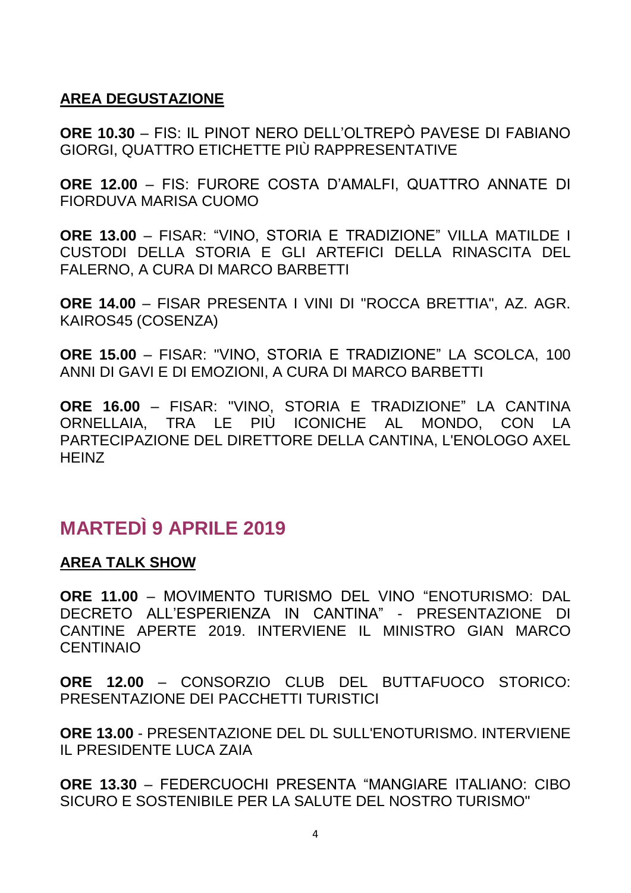**AREA DEGUSTAZIONE**

**ORE 10.30** – FIS: IL PINOT NERO DELL’OLTREPÒ PAVESE DI FABIANO GIORGI, QUATTRO ETICHETTE PIÙ RAPPRESENTATIVE

**ORE 12.00** – FIS: FURORE COSTA D’AMALFI, QUATTRO ANNATE DI FIORDUVA MARISA CUOMO

**ORE 13.00** – FISAR: “VINO, STORIA E TRADIZIONE” VILLA MATILDE I CUSTODI DELLA STORIA E GLI ARTEFICI DELLA RINASCITA DEL FALERNO, A CURA DI MARCO BARBETTI

**ORE 14.00** – FISAR PRESENTA I VINI DI "ROCCA BRETTIA", AZ. AGR. KAIROS45 (COSENZA)

**ORE 15.00** – FISAR: "VINO, STORIA E TRADIZIONE” LA SCOLCA, 100 ANNI DI GAVI E DI EMOZIONI, A CURA DI MARCO BARBETTI

**ORE 16.00** – FISAR: "VINO, STORIA E TRADIZIONE” LA CANTINA ORNELLAIA, TRA LE PIÙ ICONICHE AL MONDO, CON LA PARTECIPAZIONE DEL DIRETTORE DELLA CANTINA, L'ENOLOGO AXEL HEINZ

## MARTEDÌ 9 APRILE 2019

**AREA TALK SHOW**

**ORE 11.00** – MOVIMENTO TURISMO DEL VINO “ENOTURISMO: DAL DECRETO ALL’ESPERIENZA IN CANTINA” - PRESENTAZIONE DI CANTINE APERTE 2019. INTERVIENE IL MINISTRO GIAN MARCO CENTINAIO

**ORE 12.00** – CONSORZIO CLUB DEL BUTTAFUOCO STORICO: PRESENTAZIONE DEI PACCHETTI TURISTICI

**ORE 13.00** - PRESENTAZIONE DEL DL SULL'ENOTURISMO. INTERVIENE IL PRESIDENTE LUCA ZAIA

**ORE 13.30** – FEDERCUOCHI PRESENTA “MANGIARE ITALIANO: CIBO SICURO E SOSTENIBILE PER LA SALUTE DEL NOSTRO TURISMO"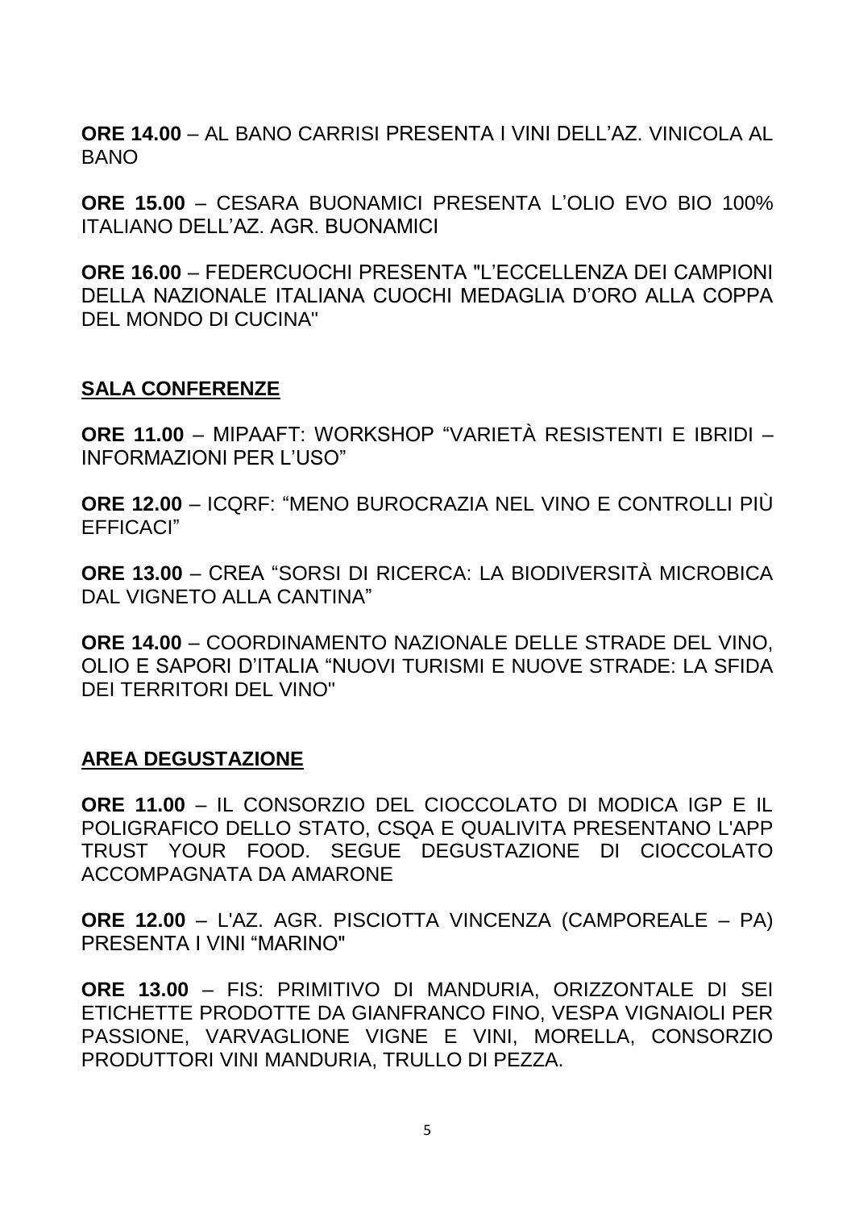**ORE 14.00** – AL BANO CARRISI PRESENTA I VINI DELL'AZ. VINICOLA AL BANO

**ORE 15.00** – CESARA BUONAMICI PRESENTA L'OLIO EVO BIO 100% ITALIANO DELL'AZ. AGR. BUONAMICI

**ORE 16.00** – FEDERCUOCHI PRESENTA "L'ECCELLENZA DEI CAMPIONI DELLA NAZIONALE ITALIANA CUOCHI MEDAGLIA D'ORO ALLA COPPA DEL MONDO DI CUCINA"

## SALA CONFERENZE

**ORE 11.00** – MIPAAFT: WORKSHOP "VARIETÀ RESISTENTI E IBRIDI – INFORMAZIONI PER L'USO"

**ORE 12.00** – ICQRF: "MENO BUROCRAZIA NEL VINO E CONTROLLI PIÙ EFFICACI"

**ORE 13.00** – CREA "SORSI DI RICERCA: LA BIODIVERSITÀ MICROBICA DAL VIGNETO ALLA CANTINA"

**ORE 14.00** – COORDINAMENTO NAZIONALE DELLE STRADE DEL VINO, OLIO E SAPORI D'ITALIA "NUOVI TURISMI E NUOVE STRADE: LA SFIDA DEI TERRITORI DEL VINO"

## AREA DEGUSTAZIONE

**ORE 11.00** – IL CONSORZIO DEL CIOCCOLATO DI MODICA IGP E IL POLIGRAFICO DELLO STATO, CSQA E QUALIVITA PRESENTANO L'APP TRUST YOUR FOOD. SEGUE DEGUSTAZIONE DI CIOCCOLATO ACCOMPAGNATA DA AMARONE

**ORE 12.00** – L'AZ. AGR. PISCIOTTA VINCENZA (CAMPOREALE – PA) PRESENTA I VINI "MARINO"

**ORE 13.00** – FIS: PRIMITIVO DI MANDURIA, ORIZZONTALE DI SEI ETICHETTE PRODOTTE DA GIANFRANCO FINO, VESPA VIGNAIOLI PER PASSIONE, VARVAGLIONE VIGNE E VINI, MORELLA, CONSORZIO PRODUTTORI VINI MANDURIA, TRULLO DI PEZZA.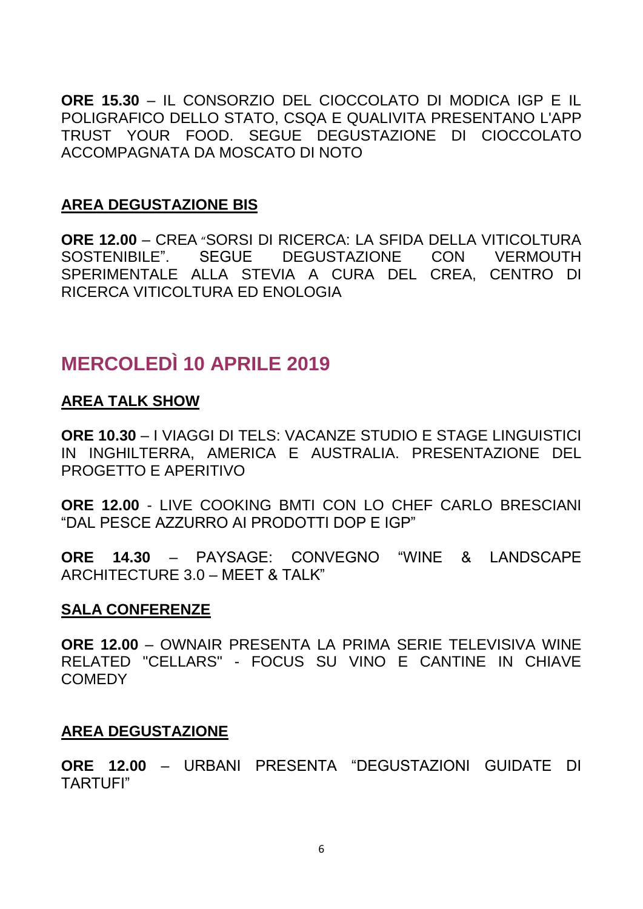**ORE 15.30** – IL CONSORZIO DEL CIOCCOLATO DI MODICA IGP E IL POLIGRAFICO DELLO STATO, CSQA E QUALIVITA PRESENTANO L'APP TRUST YOUR FOOD. SEGUE DEGUSTAZIONE DI CIOCCOLATO ACCOMPAGNATA DA MOSCATO DI NOTO

**AREA DEGUSTAZIONE BIS**

**ORE 12.00** – CREA "SORSI DI RICERCA: LA SFIDA DELLA VITICOLTURA SOSTENIBILE". SEGUE DEGUSTAZIONE CON VERMOUTH SPERIMENTALE ALLA STEVIA A CURA DEL CREA, CENTRO DI RICERCA VITICOLTURA ED ENOLOGIA

## MERCOLEDÌ 10 APRILE 2019

**AREA TALK SHOW**

**ORE 10.30** – I VIAGGI DI TELS: VACANZE STUDIO E STAGE LINGUISTICI IN INGHILTERRA, AMERICA E AUSTRALIA. PRESENTAZIONE DEL PROGETTO E APERITIVO

**ORE 12.00** - LIVE COOKING BMTI CON LO CHEF CARLO BRESCIANI "DAL PESCE AZZURRO AI PRODOTTI DOP E IGP"

**ORE 14.30** – PAYSAGE: CONVEGNO "WINE & LANDSCAPE ARCHITECTURE 3.0 – MEET & TALK"

**SALA CONFERENZE**

**ORE 12.00** – OWNAIR PRESENTA LA PRIMA SERIE TELEVISIVA WINE RELATED "CELLARS" - FOCUS SU VINO E CANTINE IN CHIAVE COMEDY

**AREA DEGUSTAZIONE**

**ORE 12.00** – URBANI PRESENTA "DEGUSTAZIONI GUIDATE DI TARTUFI"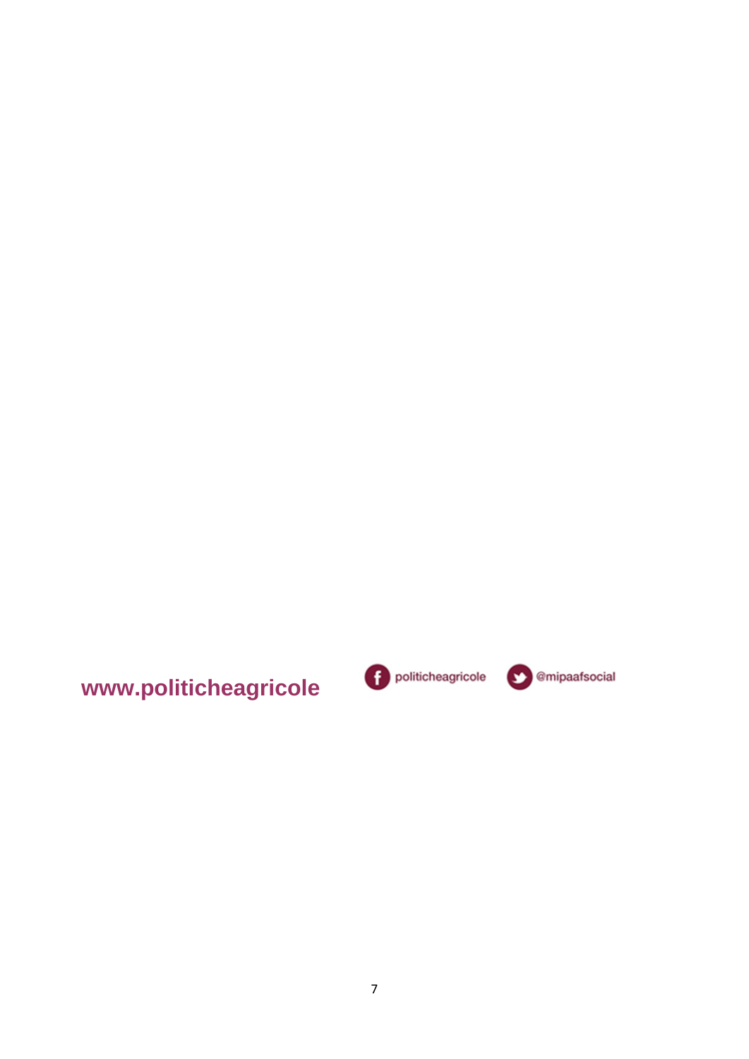**www.politicheagricole**

politicheagricole

@mipaafsocial